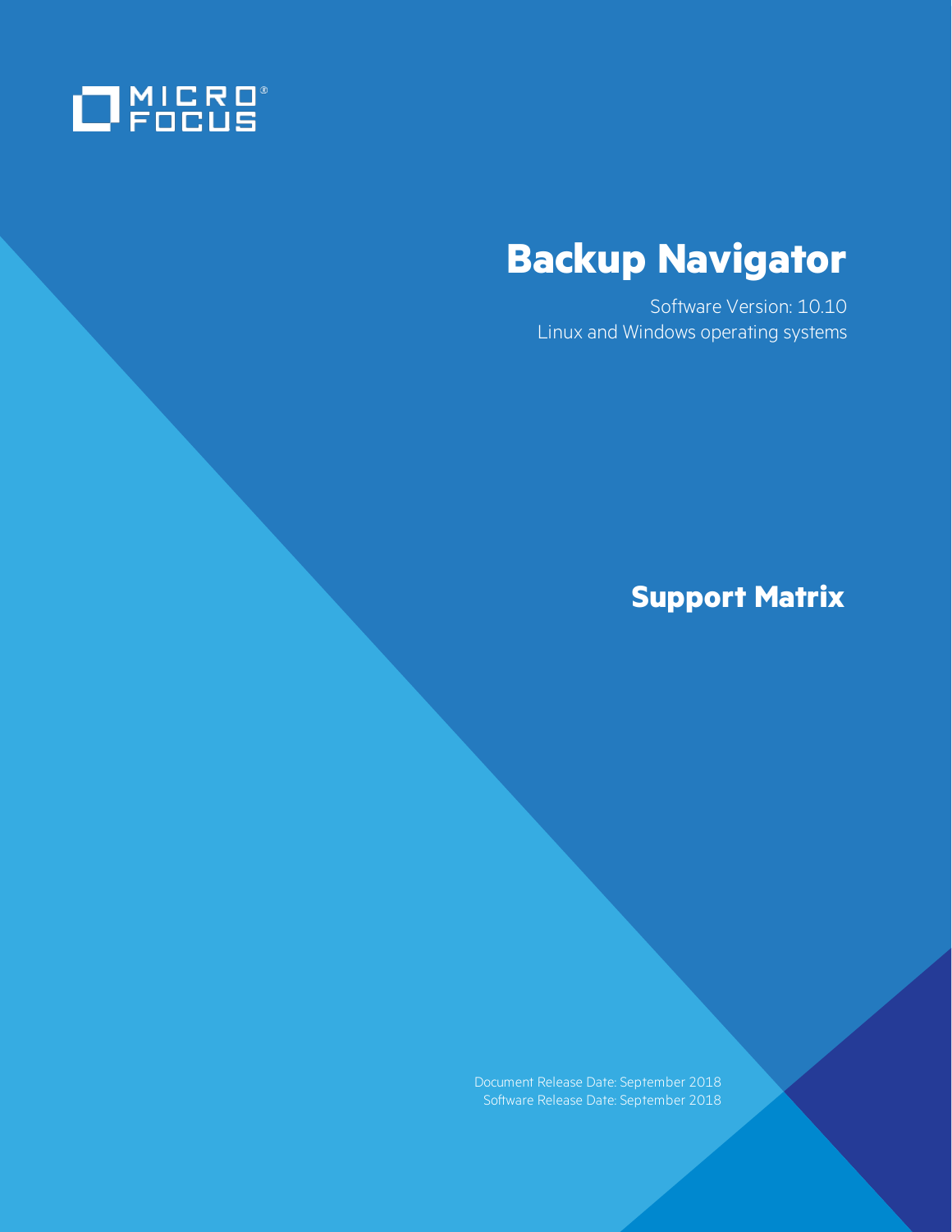MICRO FOCUS

# Backup Navigator

Software Version: 10.10

Linux and Windows operating systems

## Support Matrix

Document Release Date: September 2018

Software Release Date: September 2018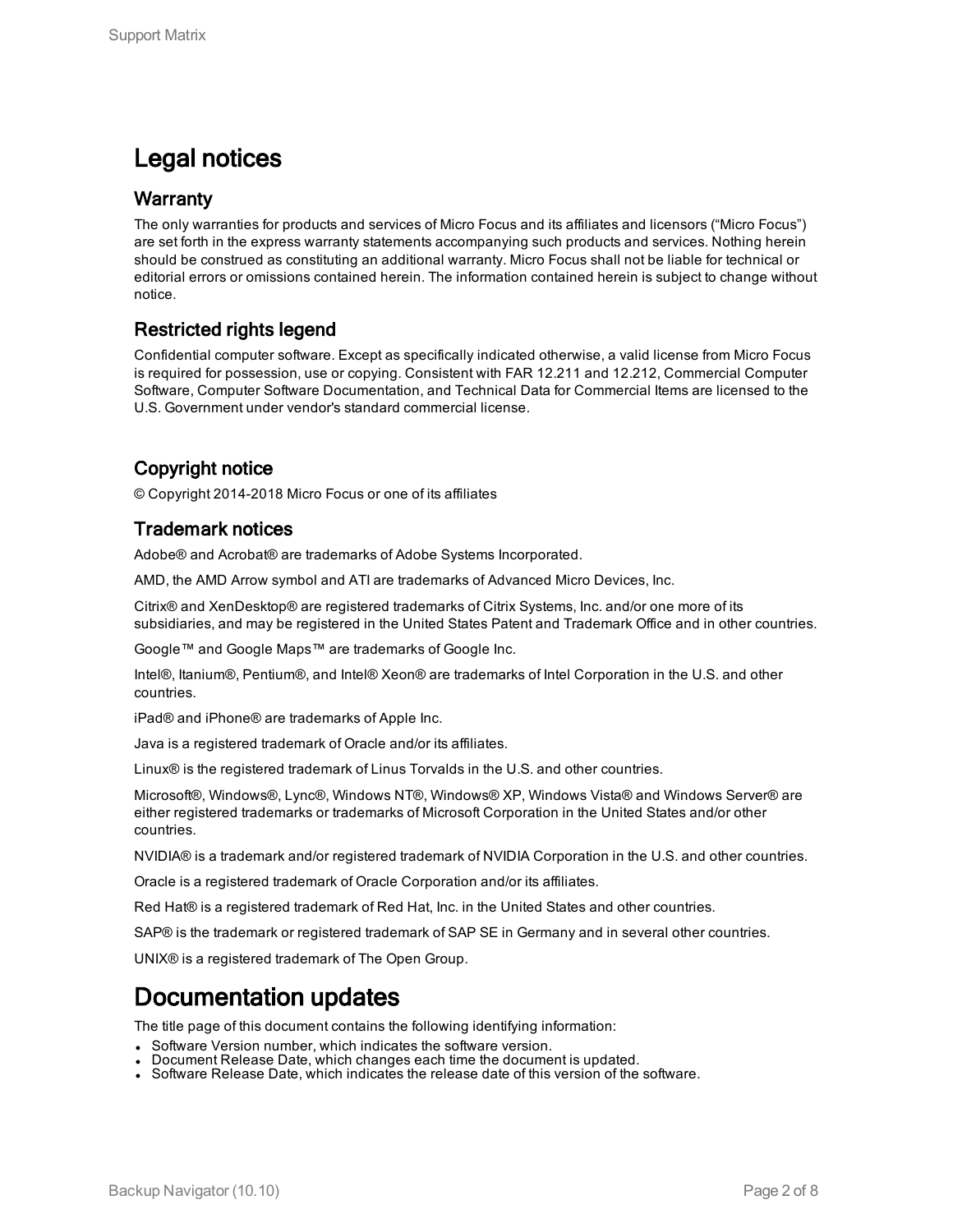# Legal notices

## Warranty

The only warranties for products and services of Micro Focus and its affiliates and licensors (“Micro Focus”) are set forth in the express warranty statements accompanying such products and services. Nothing herein should be construed as constituting an additional warranty. Micro Focus shall not be liable for technical or editorial errors or omissions contained herein. The information contained herein is subject to change without notice.

## Restricted rights legend

Confidential computer software. Except as specifically indicated otherwise, a valid license from Micro Focus is required for possession, use or copying. Consistent with FAR 12.211 and 12.212, Commercial Computer Software, Computer Software Documentation, and Technical Data for Commercial Items are licensed to the U.S. Government under vendor's standard commercial license.

## Copyright notice

© Copyright 2014-2018 Micro Focus or one of its affiliates

## Trademark notices

Adobe® and Acrobat® are trademarks of Adobe Systems Incorporated.

AMD, the AMD Arrow symbol and ATI are trademarks of Advanced Micro Devices, Inc.

Citrix® and XenDesktop® are registered trademarks of Citrix Systems, Inc. and/or one more of its subsidiaries, and may be registered in the United States Patent and Trademark Office and in other countries.

Google™ and Google Maps™ are trademarks of Google Inc.

Intel®, Itanium®, Pentium®, and Intel® Xeon® are trademarks of Intel Corporation in the U.S. and other countries.

iPad® and iPhone® are trademarks of Apple Inc.

Java is a registered trademark of Oracle and/or its affiliates.

Linux® is the registered trademark of Linus Torvalds in the U.S. and other countries.

Microsoft®, Windows®, Lync®, Windows NT®, Windows® XP, Windows Vista® and Windows Server® are either registered trademarks or trademarks of Microsoft Corporation in the United States and/or other countries.

NVIDIA® is a trademark and/or registered trademark of NVIDIA Corporation in the U.S. and other countries.

Oracle is a registered trademark of Oracle Corporation and/or its affiliates.

Red Hat® is a registered trademark of Red Hat, Inc. in the United States and other countries.

SAP® is the trademark or registered trademark of SAP SE in Germany and in several other countries.

UNIX® is a registered trademark of The Open Group.

# Documentation updates

The title page of this document contains the following identifying information:

- Software Version number, which indicates the software version.
- Document Release Date, which changes each time the document is updated.
- Software Release Date, which indicates the release date of this version of the software.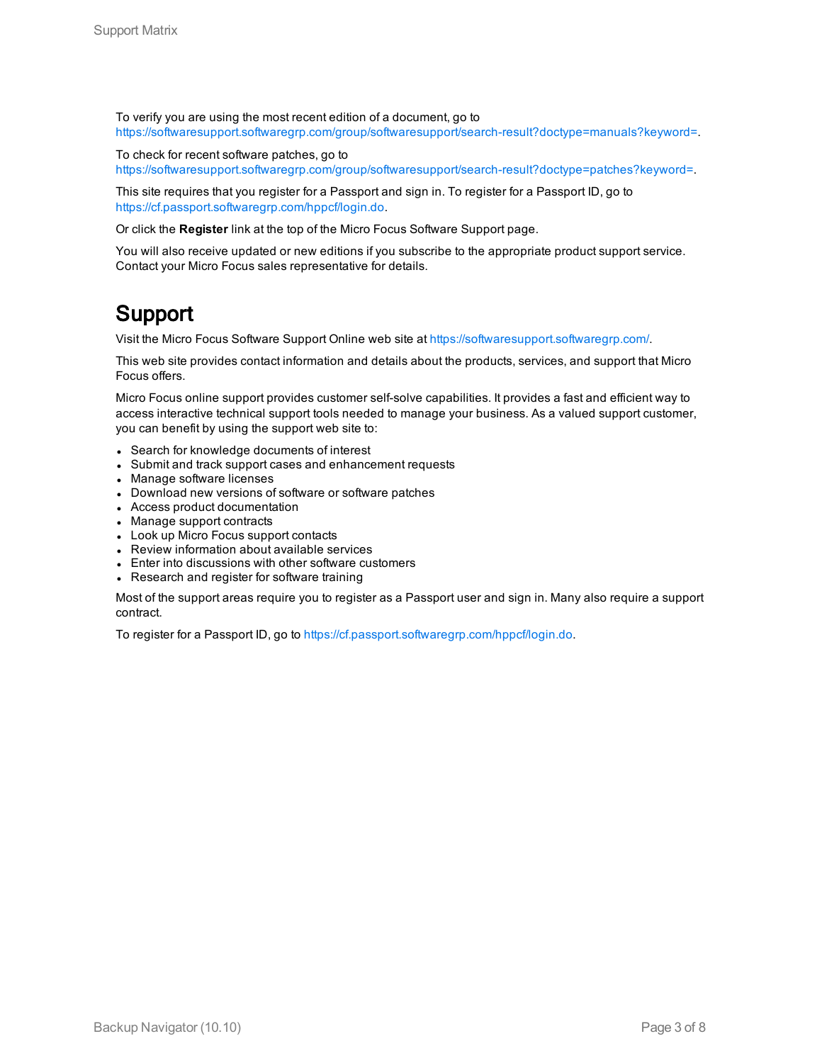To verify you are using the most recent edition of a document, go to https://softwaresupport.softwaregrp.com/group/softwaresupport/search-result?doctype=manuals?keyword=.

To check for recent software patches, go to https://softwaresupport.softwaregrp.com/group/softwaresupport/search-result?doctype=patches?keyword=.

This site requires that you register for a Passport and sign in. To register for a Passport ID, go to https://cf.passport.softwaregrp.com/hppcf/login.do.

Or click the **Register** link at the top of the Micro Focus Software Support page.

You will also receive updated or new editions if you subscribe to the appropriate product support service. Contact your Micro Focus sales representative for details.

# Support

Visit the Micro Focus Software Support Online web site at https://softwaresupport.softwaregrp.com/.

This web site provides contact information and details about the products, services, and support that Micro Focus offers.

Micro Focus online support provides customer self-solve capabilities. It provides a fast and efficient way to access interactive technical support tools needed to manage your business. As a valued support customer, you can benefit by using the support web site to:

- Search for knowledge documents of interest
- Submit and track support cases and enhancement requests
- Manage software licenses
- Download new versions of software or software patches
- Access product documentation
- Manage support contracts
- Look up Micro Focus support contacts
- Review information about available services
- Enter into discussions with other software customers
- Research and register for software training

Most of the support areas require you to register as a Passport user and sign in. Many also require a support contract.

To register for a Passport ID, go to https://cf.passport.softwaregrp.com/hppcf/login.do.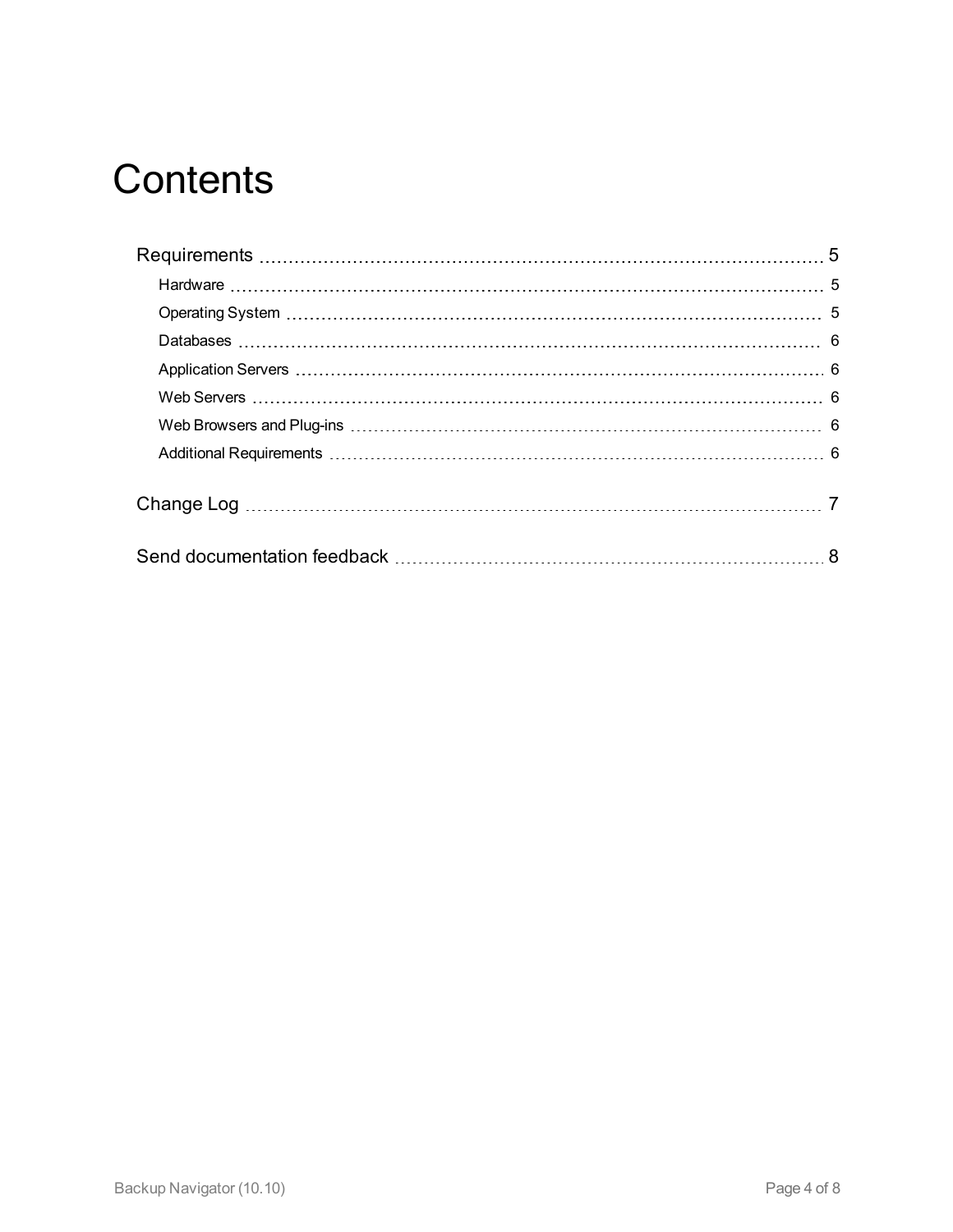# Contents

- Requirements ..... 5
  - Hardware ..... 5
  - Operating System ..... 5
  - Databases ..... 6
  - Application Servers ..... 6
  - Web Servers ..... 6
  - Web Browsers and Plug-ins ..... 6
  - Additional Requirements ..... 6
- Change Log ..... 7
- Send documentation feedback ..... 8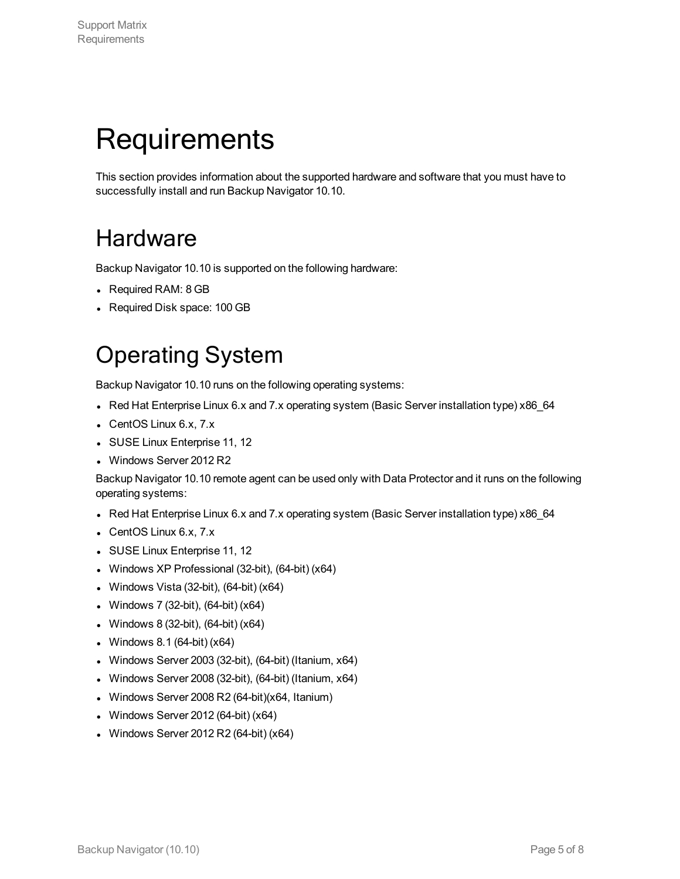# Requirements

This section provides information about the supported hardware and software that you must have to successfully install and run Backup Navigator 10.10.

## Hardware

Backup Navigator 10.10 is supported on the following hardware:

- Required RAM: 8 GB
- Required Disk space: 100 GB

## Operating System

Backup Navigator 10.10 runs on the following operating systems:

- Red Hat Enterprise Linux 6.x and 7.x operating system (Basic Server installation type) x86_64
- CentOS Linux 6.x, 7.x
- SUSE Linux Enterprise 11, 12
- Windows Server 2012 R2

Backup Navigator 10.10 remote agent can be used only with Data Protector and it runs on the following operating systems:

- Red Hat Enterprise Linux 6.x and 7.x operating system (Basic Server installation type) x86_64
- CentOS Linux 6.x, 7.x
- SUSE Linux Enterprise 11, 12
- Windows XP Professional (32-bit), (64-bit) (x64)
- Windows Vista (32-bit), (64-bit) (x64)
- Windows 7 (32-bit), (64-bit) (x64)
- Windows 8 (32-bit), (64-bit) (x64)
- Windows 8.1 (64-bit) (x64)
- Windows Server 2003 (32-bit), (64-bit) (Itanium, x64)
- Windows Server 2008 (32-bit), (64-bit) (Itanium, x64)
- Windows Server 2008 R2 (64-bit)(x64, Itanium)
- Windows Server 2012 (64-bit) (x64)
- Windows Server 2012 R2 (64-bit) (x64)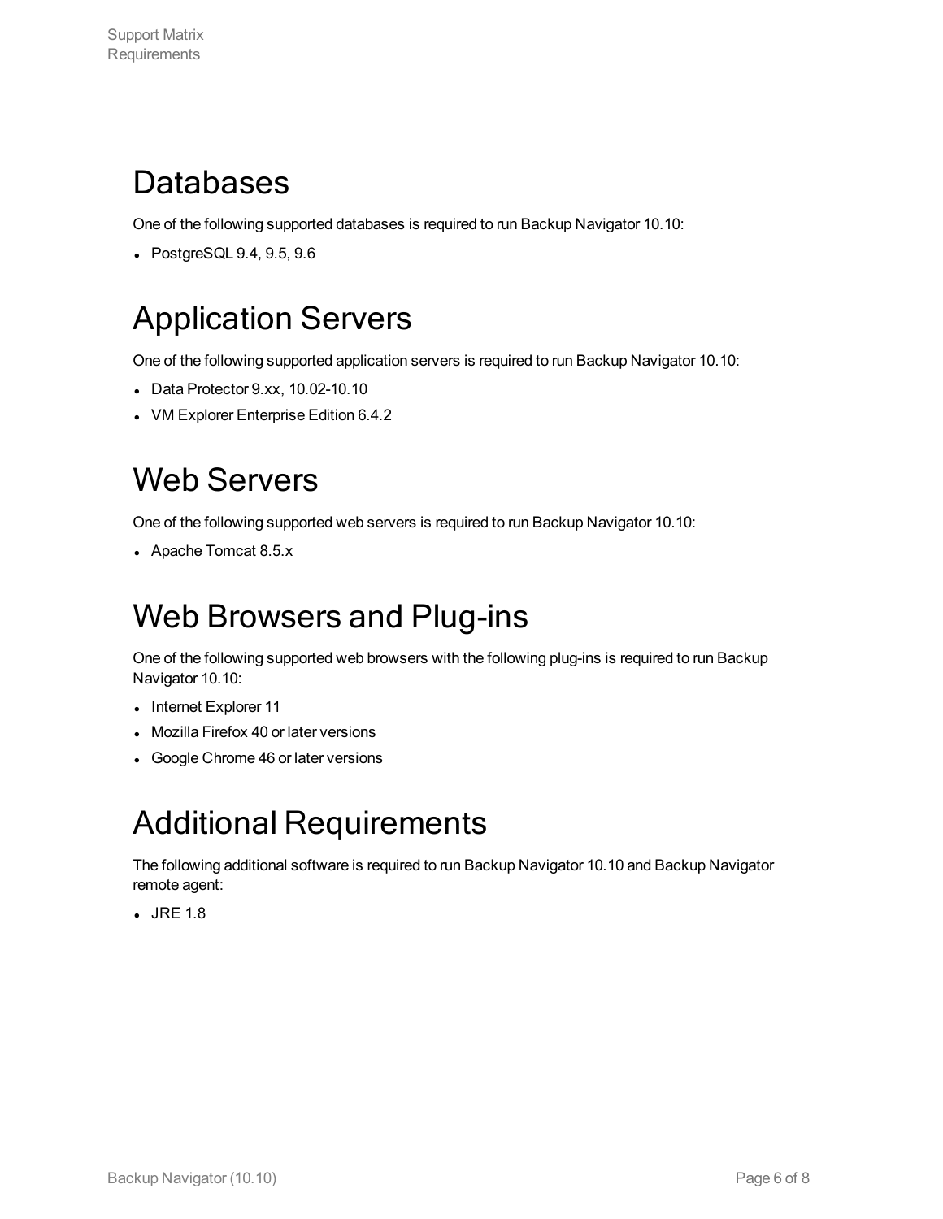# Databases

One of the following supported databases is required to run Backup Navigator 10.10:

- PostgreSQL 9.4, 9.5, 9.6

# Application Servers

One of the following supported application servers is required to run Backup Navigator 10.10:

- Data Protector 9.xx, 10.02-10.10
- VM Explorer Enterprise Edition 6.4.2

# Web Servers

One of the following supported web servers is required to run Backup Navigator 10.10:

- Apache Tomcat 8.5.x

# Web Browsers and Plug-ins

One of the following supported web browsers with the following plug-ins is required to run Backup Navigator 10.10:

- Internet Explorer 11
- Mozilla Firefox 40 or later versions
- Google Chrome 46 or later versions

# Additional Requirements

The following additional software is required to run Backup Navigator 10.10 and Backup Navigator remote agent:

- JRE 1.8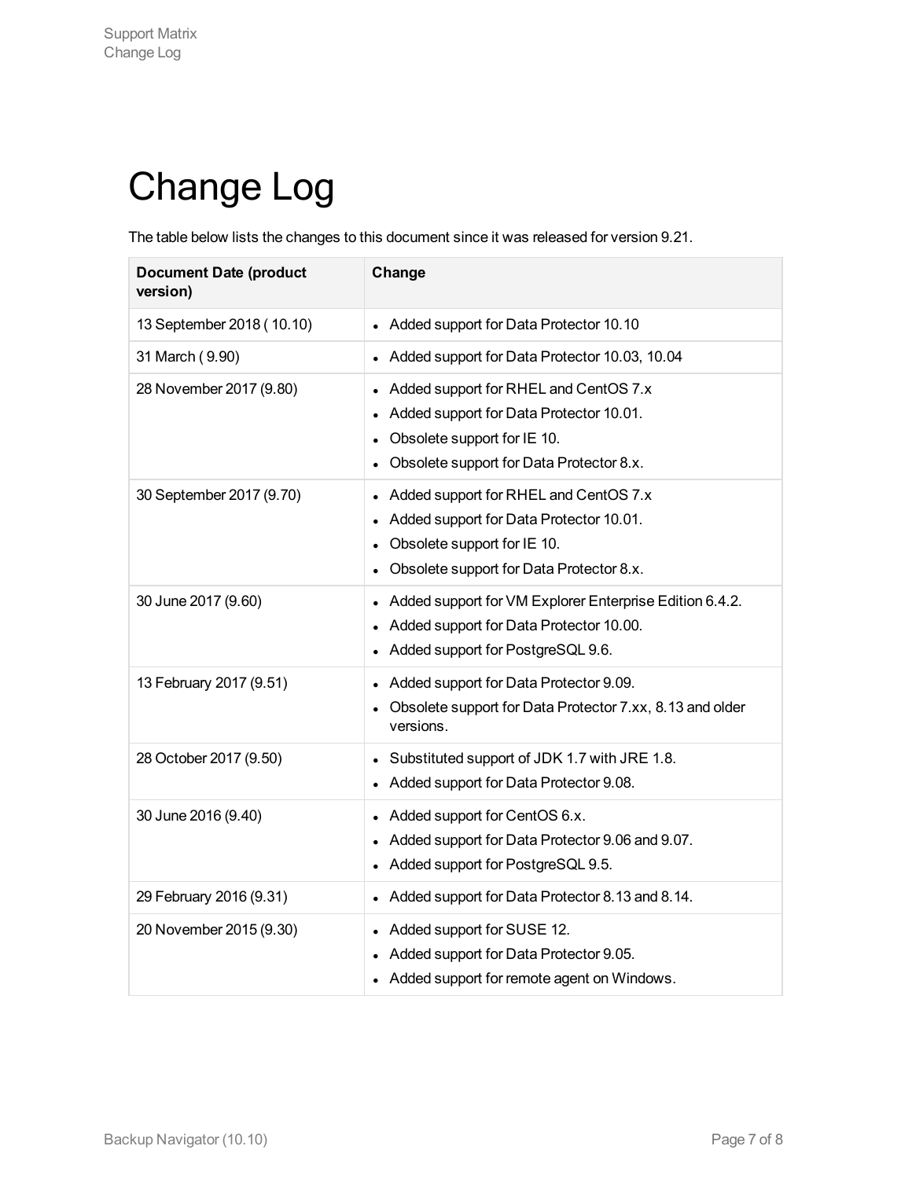# Change Log

The table below lists the changes to this document since it was released for version 9.21.

| Document Date (product version) | Change |
| --- | --- |
| 13 September 2018 ( 10.10) | • Added support for Data Protector 10.10 |
| 31 March ( 9.90) | • Added support for Data Protector 10.03, 10.04 |
| 28 November 2017 (9.80) | • Added support for RHEL and CentOS 7.x<br>• Added support for Data Protector 10.01.<br>• Obsolete support for IE 10.<br>• Obsolete support for Data Protector 8.x. |
| 30 September 2017 (9.70) | • Added support for RHEL and CentOS 7.x<br>• Added support for Data Protector 10.01.<br>• Obsolete support for IE 10.<br>• Obsolete support for Data Protector 8.x. |
| 30 June 2017 (9.60) | • Added support for VM Explorer Enterprise Edition 6.4.2.<br>• Added support for Data Protector 10.00.<br>• Added support for PostgreSQL 9.6. |
| 13 February 2017 (9.51) | • Added support for Data Protector 9.09.<br>• Obsolete support for Data Protector 7.xx, 8.13 and older versions. |
| 28 October 2017 (9.50) | • Substituted support of JDK 1.7 with JRE 1.8.<br>• Added support for Data Protector 9.08. |
| 30 June 2016 (9.40) | • Added support for CentOS 6.x.<br>• Added support for Data Protector 9.06 and 9.07.<br>• Added support for PostgreSQL 9.5. |
| 29 February 2016 (9.31) | • Added support for Data Protector 8.13 and 8.14. |
| 20 November 2015 (9.30) | • Added support for SUSE 12.<br>• Added support for Data Protector 9.05.<br>• Added support for remote agent on Windows. |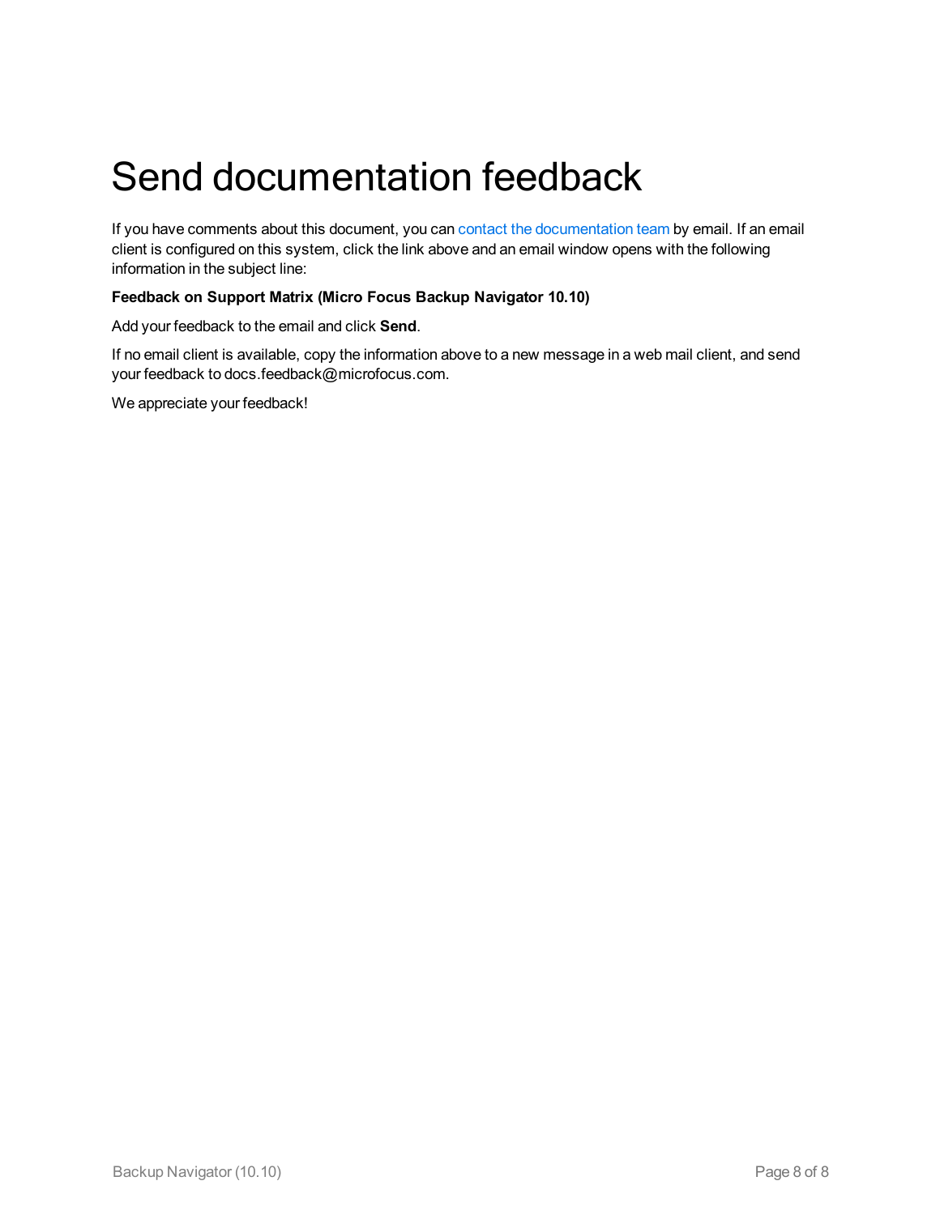# Send documentation feedback

If you have comments about this document, you can contact the documentation team by email. If an email client is configured on this system, click the link above and an email window opens with the following information in the subject line:

**Feedback on Support Matrix (Micro Focus Backup Navigator 10.10)**

Add your feedback to the email and click **Send**.

If no email client is available, copy the information above to a new message in a web mail client, and send your feedback to docs.feedback@microfocus.com.

We appreciate your feedback!